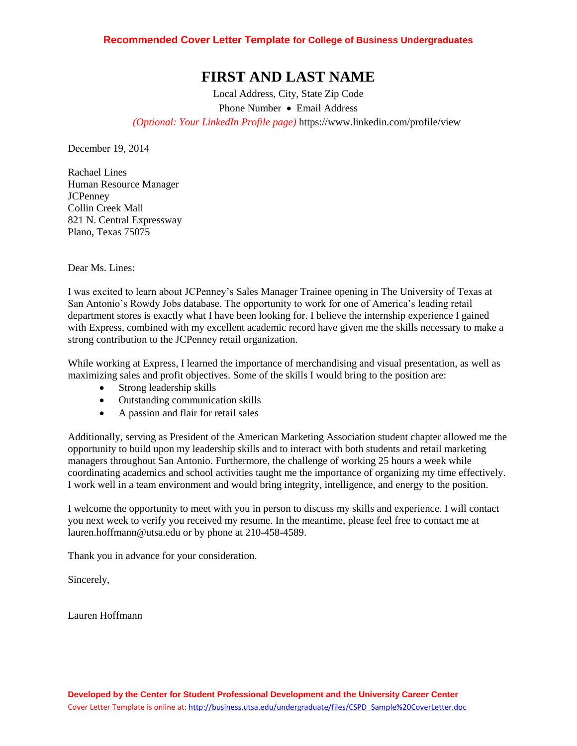**Recommended Cover Letter Template for College of Business Undergraduates**

# FIRST AND LAST NAME

Local Address, City, State Zip Code

Phone Number • Email Address

*(Optional: Your LinkedIn Profile page)* https://www.linkedin.com/profile/view

December 19, 2014

Rachael Lines
Human Resource Manager
JCPenney
Collin Creek Mall
821 N. Central Expressway
Plano, Texas 75075

Dear Ms. Lines:

I was excited to learn about JCPenney's Sales Manager Trainee opening in The University of Texas at San Antonio's Rowdy Jobs database. The opportunity to work for one of America's leading retail department stores is exactly what I have been looking for. I believe the internship experience I gained with Express, combined with my excellent academic record have given me the skills necessary to make a strong contribution to the JCPenney retail organization.

While working at Express, I learned the importance of merchandising and visual presentation, as well as maximizing sales and profit objectives. Some of the skills I would bring to the position are:

- Strong leadership skills
- Outstanding communication skills
- A passion and flair for retail sales

Additionally, serving as President of the American Marketing Association student chapter allowed me the opportunity to build upon my leadership skills and to interact with both students and retail marketing managers throughout San Antonio. Furthermore, the challenge of working 25 hours a week while coordinating academics and school activities taught me the importance of organizing my time effectively. I work well in a team environment and would bring integrity, intelligence, and energy to the position.

I welcome the opportunity to meet with you in person to discuss my skills and experience. I will contact you next week to verify you received my resume. In the meantime, please feel free to contact me at lauren.hoffmann@utsa.edu or by phone at 210-458-4589.

Thank you in advance for your consideration.

Sincerely,

Lauren Hoffmann

**Developed by the Center for Student Professional Development and the University Career Center**

Cover Letter Template is online at: http://business.utsa.edu/undergraduate/files/CSPD_Sample%20CoverLetter.doc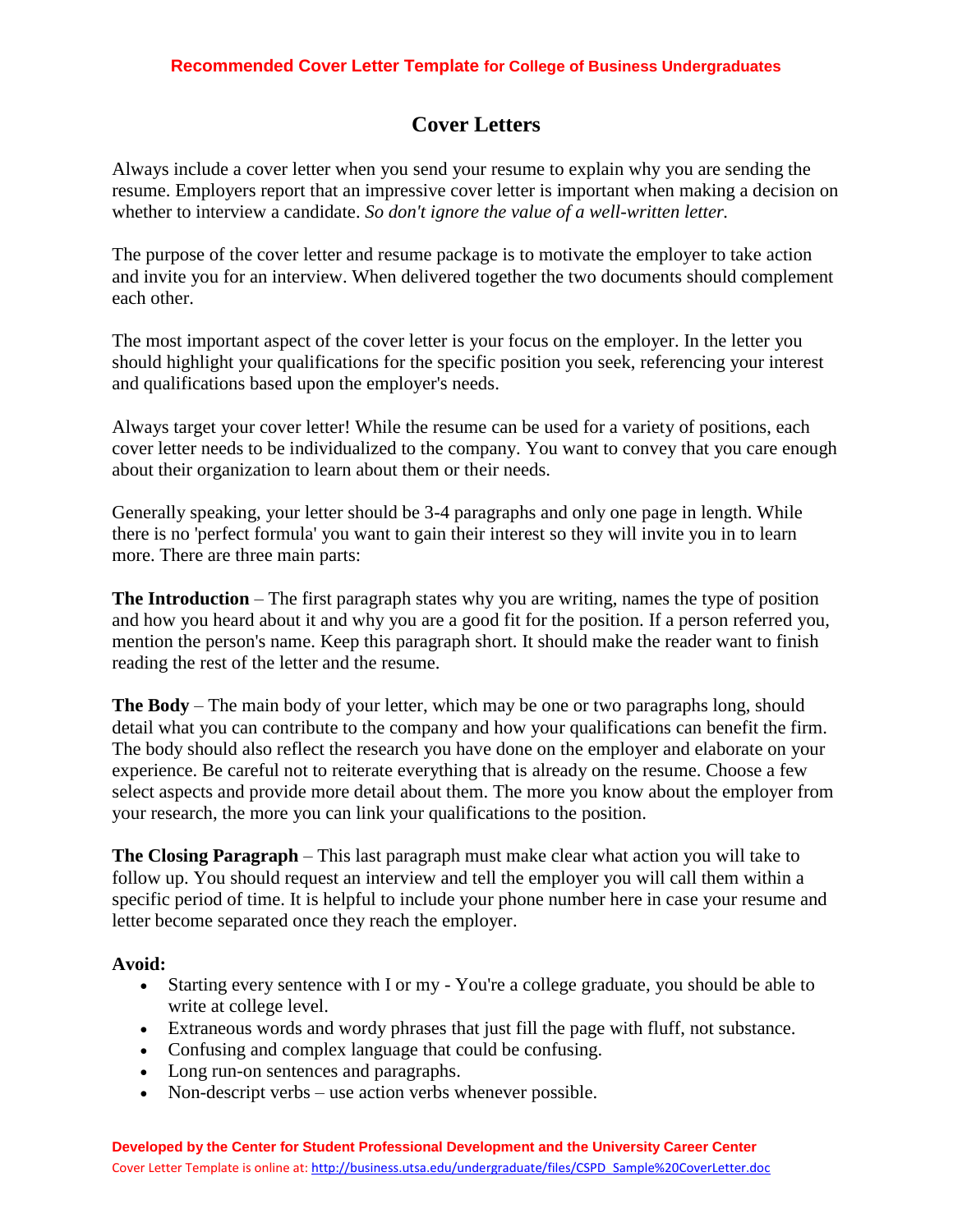**Recommended Cover Letter Template for College of Business Undergraduates**

# Cover Letters

Always include a cover letter when you send your resume to explain why you are sending the resume. Employers report that an impressive cover letter is important when making a decision on whether to interview a candidate. *So don't ignore the value of a well-written letter.*

The purpose of the cover letter and resume package is to motivate the employer to take action and invite you for an interview. When delivered together the two documents should complement each other.

The most important aspect of the cover letter is your focus on the employer. In the letter you should highlight your qualifications for the specific position you seek, referencing your interest and qualifications based upon the employer's needs.

Always target your cover letter! While the resume can be used for a variety of positions, each cover letter needs to be individualized to the company. You want to convey that you care enough about their organization to learn about them or their needs.

Generally speaking, your letter should be 3-4 paragraphs and only one page in length. While there is no 'perfect formula' you want to gain their interest so they will invite you in to learn more. There are three main parts:

**The Introduction** – The first paragraph states why you are writing, names the type of position and how you heard about it and why you are a good fit for the position. If a person referred you, mention the person's name. Keep this paragraph short. It should make the reader want to finish reading the rest of the letter and the resume.

**The Body** – The main body of your letter, which may be one or two paragraphs long, should detail what you can contribute to the company and how your qualifications can benefit the firm. The body should also reflect the research you have done on the employer and elaborate on your experience. Be careful not to reiterate everything that is already on the resume. Choose a few select aspects and provide more detail about them. The more you know about the employer from your research, the more you can link your qualifications to the position.

**The Closing Paragraph** – This last paragraph must make clear what action you will take to follow up. You should request an interview and tell the employer you will call them within a specific period of time. It is helpful to include your phone number here in case your resume and letter become separated once they reach the employer.

**Avoid:**

- Starting every sentence with I or my - You're a college graduate, you should be able to write at college level.
- Extraneous words and wordy phrases that just fill the page with fluff, not substance.
- Confusing and complex language that could be confusing.
- Long run-on sentences and paragraphs.
- Non-descript verbs – use action verbs whenever possible.

**Developed by the Center for Student Professional Development and the University Career Center**

Cover Letter Template is online at: http://business.utsa.edu/undergraduate/files/CSPD_Sample%20CoverLetter.doc